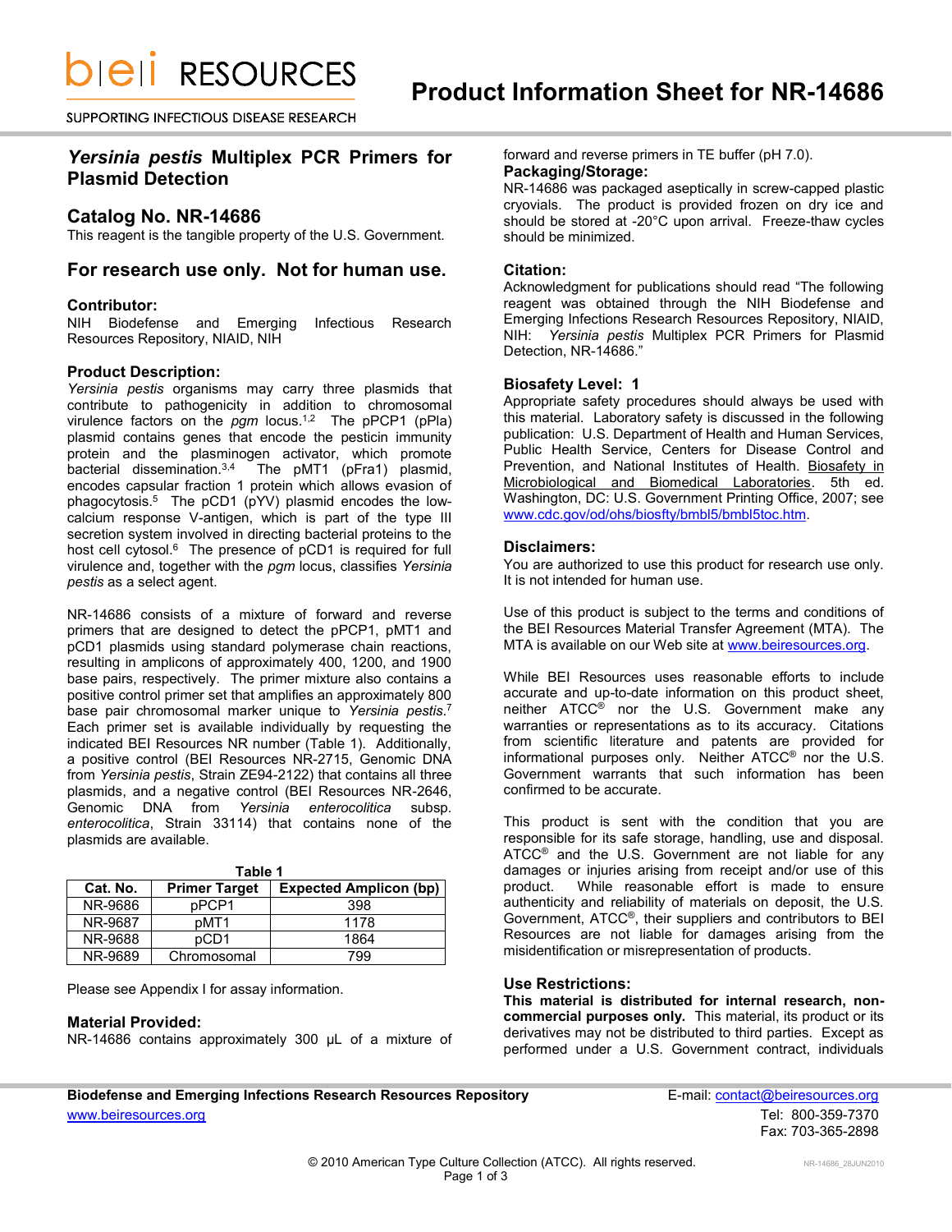# Product Information Sheet for NR-14686

## *Yersinia pestis* Multiplex PCR Primers for Plasmid Detection

## Catalog No. NR-14686

This reagent is the tangible property of the U.S. Government.

## For research use only. Not for human use.

### Contributor:

NIH Biodefense and Emerging Infectious Research Resources Repository, NIAID, NIH

### Product Description:

*Yersinia pestis* organisms may carry three plasmids that contribute to pathogenicity in addition to chromosomal virulence factors on the *pgm* locus.[1,2] The pPCP1 (pPla) plasmid contains genes that encode the pesticin immunity protein and the plasminogen activator, which promote bacterial dissemination.[3,4] The pMT1 (pFra1) plasmid, encodes capsular fraction 1 protein which allows evasion of phagocytosis.[5] The pCD1 (pYV) plasmid encodes the low-calcium response V-antigen, which is part of the type III secretion system involved in directing bacterial proteins to the host cell cytosol.[6] The presence of pCD1 is required for full virulence and, together with the *pgm* locus, classifies *Yersinia pestis* as a select agent.

NR-14686 consists of a mixture of forward and reverse primers that are designed to detect the pPCP1, pMT1 and pCD1 plasmids using standard polymerase chain reactions, resulting in amplicons of approximately 400, 1200, and 1900 base pairs, respectively. The primer mixture also contains a positive control primer set that amplifies an approximately 800 base pair chromosomal marker unique to *Yersinia pestis*.[7] Each primer set is available individually by requesting the indicated BEI Resources NR number (Table 1). Additionally, a positive control (BEI Resources NR-2715, Genomic DNA from *Yersinia pestis*, Strain ZE94-2122) that contains all three plasmids, and a negative control (BEI Resources NR-2646, Genomic DNA from *Yersinia enterocolitica* subsp. *enterocolitica*, Strain 33114) that contains none of the plasmids are available.

**Table 1**

| Cat. No. | Primer Target | Expected Amplicon (bp) |
|---|---|---|
| NR-9686 | pPCP1 | 398 |
| NR-9687 | pMT1 | 1178 |
| NR-9688 | pCD1 | 1864 |
| NR-9689 | Chromosomal | 799 |

Please see Appendix I for assay information.

### Material Provided:

NR-14686 contains approximately 300 µL of a mixture of forward and reverse primers in TE buffer (pH 7.0).

### Packaging/Storage:

NR-14686 was packaged aseptically in screw-capped plastic cryovials. The product is provided frozen on dry ice and should be stored at -20°C upon arrival. Freeze-thaw cycles should be minimized.

### Citation:

Acknowledgment for publications should read "The following reagent was obtained through the NIH Biodefense and Emerging Infections Research Resources Repository, NIAID, NIH: *Yersinia pestis* Multiplex PCR Primers for Plasmid Detection, NR-14686."

### Biosafety Level: 1

Appropriate safety procedures should always be used with this material. Laboratory safety is discussed in the following publication: U.S. Department of Health and Human Services, Public Health Service, Centers for Disease Control and Prevention, and National Institutes of Health. Biosafety in Microbiological and Biomedical Laboratories. 5th ed. Washington, DC: U.S. Government Printing Office, 2007; see www.cdc.gov/od/ohs/biosfty/bmbl5/bmbl5toc.htm.

### Disclaimers:

You are authorized to use this product for research use only. It is not intended for human use.

Use of this product is subject to the terms and conditions of the BEI Resources Material Transfer Agreement (MTA). The MTA is available on our Web site at www.beiresources.org.

While BEI Resources uses reasonable efforts to include accurate and up-to-date information on this product sheet, neither ATCC® nor the U.S. Government make any warranties or representations as to its accuracy. Citations from scientific literature and patents are provided for informational purposes only. Neither ATCC® nor the U.S. Government warrants that such information has been confirmed to be accurate.

This product is sent with the condition that you are responsible for its safe storage, handling, use and disposal. ATCC® and the U.S. Government are not liable for any damages or injuries arising from receipt and/or use of this product. While reasonable effort is made to ensure authenticity and reliability of materials on deposit, the U.S. Government, ATCC®, their suppliers and contributors to BEI Resources are not liable for damages arising from the misidentification or misrepresentation of products.

### Use Restrictions:

**This material is distributed for internal research, non-commercial purposes only.** This material, its product or its derivatives may not be distributed to third parties. Except as performed under a U.S. Government contract, individuals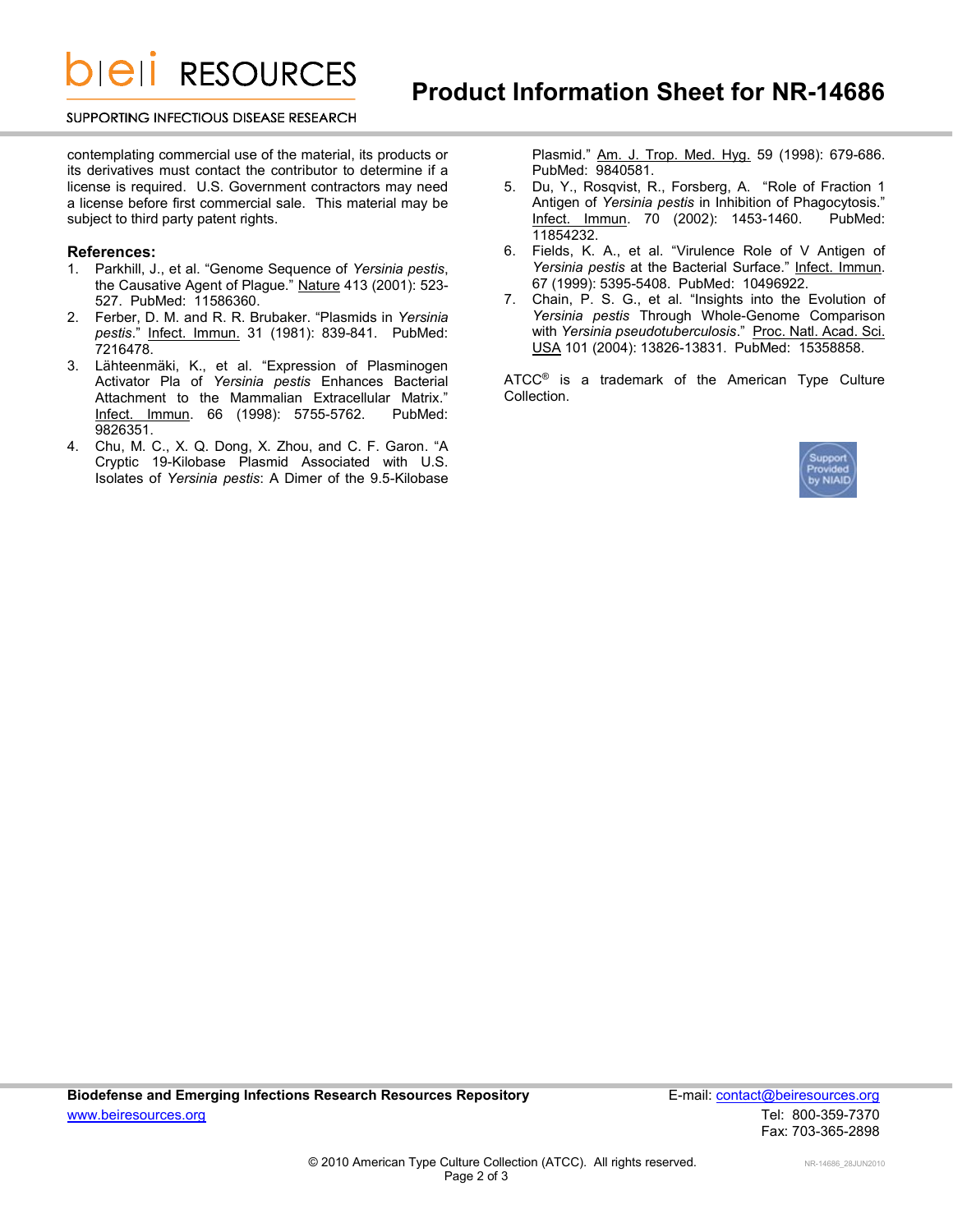contemplating commercial use of the material, its products or its derivatives must contact the contributor to determine if a license is required. U.S. Government contractors may need a license before first commercial sale. This material may be subject to third party patent rights.

### References:

1. Parkhill, J., et al. "Genome Sequence of *Yersinia pestis*, the Causative Agent of Plague." Nature 413 (2001): 523-527. PubMed: 11586360.
2. Ferber, D. M. and R. R. Brubaker. "Plasmids in *Yersinia pestis*." Infect. Immun. 31 (1981): 839-841. PubMed: 7216478.
3. Lähteenmäki, K., et al. "Expression of Plasminogen Activator Pla of *Yersinia pestis* Enhances Bacterial Attachment to the Mammalian Extracellular Matrix." Infect. Immun. 66 (1998): 5755-5762. PubMed: 9826351.
4. Chu, M. C., X. Q. Dong, X. Zhou, and C. F. Garon. "A Cryptic 19-Kilobase Plasmid Associated with U.S. Isolates of *Yersinia pestis*: A Dimer of the 9.5-Kilobase Plasmid." Am. J. Trop. Med. Hyg. 59 (1998): 679-686. PubMed: 9840581.
5. Du, Y., Rosqvist, R., Forsberg, A. "Role of Fraction 1 Antigen of *Yersinia pestis* in Inhibition of Phagocytosis." Infect. Immun. 70 (2002): 1453-1460. PubMed: 11854232.
6. Fields, K. A., et al. "Virulence Role of V Antigen of *Yersinia pestis* at the Bacterial Surface." Infect. Immun. 67 (1999): 5395-5408. PubMed: 10496922.
7. Chain, P. S. G., et al. "Insights into the Evolution of *Yersinia pestis* Through Whole-Genome Comparison with *Yersinia pseudotuberculosis*." Proc. Natl. Acad. Sci. USA 101 (2004): 13826-13831. PubMed: 15358858.

ATCC® is a trademark of the American Type Culture Collection.

Support Provided by NIAID

**Biodefense and Emerging Infections Research Resources Repository**
www.beiresources.org

E-mail: contact@beiresources.org
Tel: 800-359-7370
Fax: 703-365-2898

© 2010 American Type Culture Collection (ATCC). All rights reserved.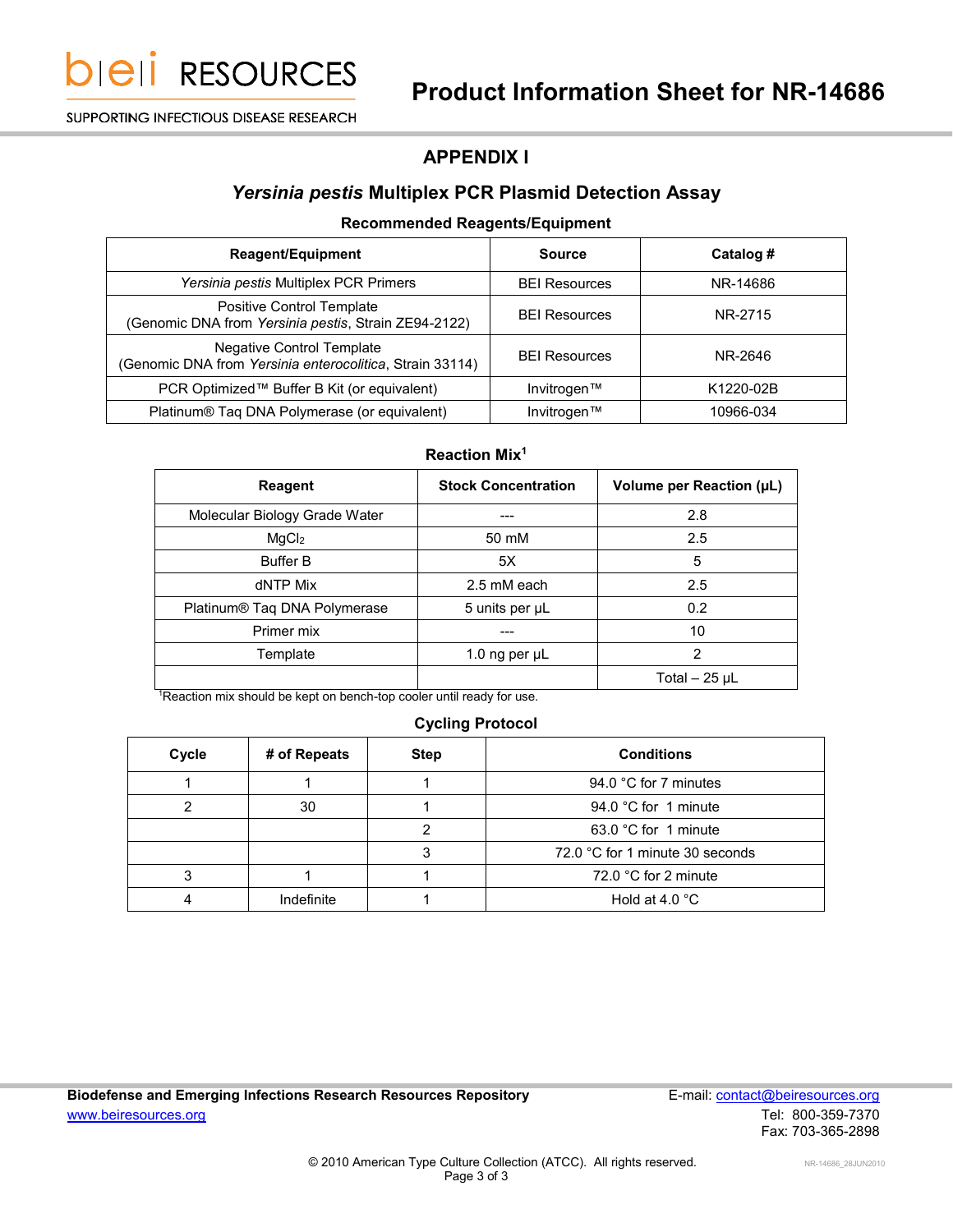## APPENDIX I

### *Yersinia pestis* Multiplex PCR Plasmid Detection Assay

**Recommended Reagents/Equipment**

| Reagent/Equipment | Source | Catalog # |
|---|---|---|
| *Yersinia pestis* Multiplex PCR Primers | BEI Resources | NR-14686 |
| Positive Control Template (Genomic DNA from *Yersinia pestis*, Strain ZE94-2122) | BEI Resources | NR-2715 |
| Negative Control Template (Genomic DNA from *Yersinia enterocolitica*, Strain 33114) | BEI Resources | NR-2646 |
| PCR Optimized™ Buffer B Kit (or equivalent) | Invitrogen™ | K1220-02B |
| Platinum® Taq DNA Polymerase (or equivalent) | Invitrogen™ | 10966-034 |

**Reaction Mix**[1]

| Reagent | Stock Concentration | Volume per Reaction (µL) |
|---|---|---|
| Molecular Biology Grade Water | --- | 2.8 |
| $MgCl_2$ | 50 mM | 2.5 |
| Buffer B | 5X | 5 |
| dNTP Mix | 2.5 mM each | 2.5 |
| Platinum® Taq DNA Polymerase | 5 units per µL | 0.2 |
| Primer mix | --- | 10 |
| Template | 1.0 ng per µL | 2 |
| | | Total – 25 µL |

[1]Reaction mix should be kept on bench-top cooler until ready for use.

**Cycling Protocol**

| Cycle | # of Repeats | Step | Conditions |
|---|---|---|---|
| 1 | 1 | 1 | 94.0 °C for 7 minutes |
| 2 | 30 | 1 | 94.0 °C for 1 minute |
| | | 2 | 63.0 °C for 1 minute |
| | | 3 | 72.0 °C for 1 minute 30 seconds |
| 3 | 1 | 1 | 72.0 °C for 2 minute |
| 4 | Indefinite | 1 | Hold at 4.0 °C |

**Biodefense and Emerging Infections Research Resources Repository**
www.beiresources.org

E-mail: contact@beiresources.org
Tel: 800-359-7370
Fax: 703-365-2898

© 2010 American Type Culture Collection (ATCC). All rights reserved.

NR-14686_28JUN2010